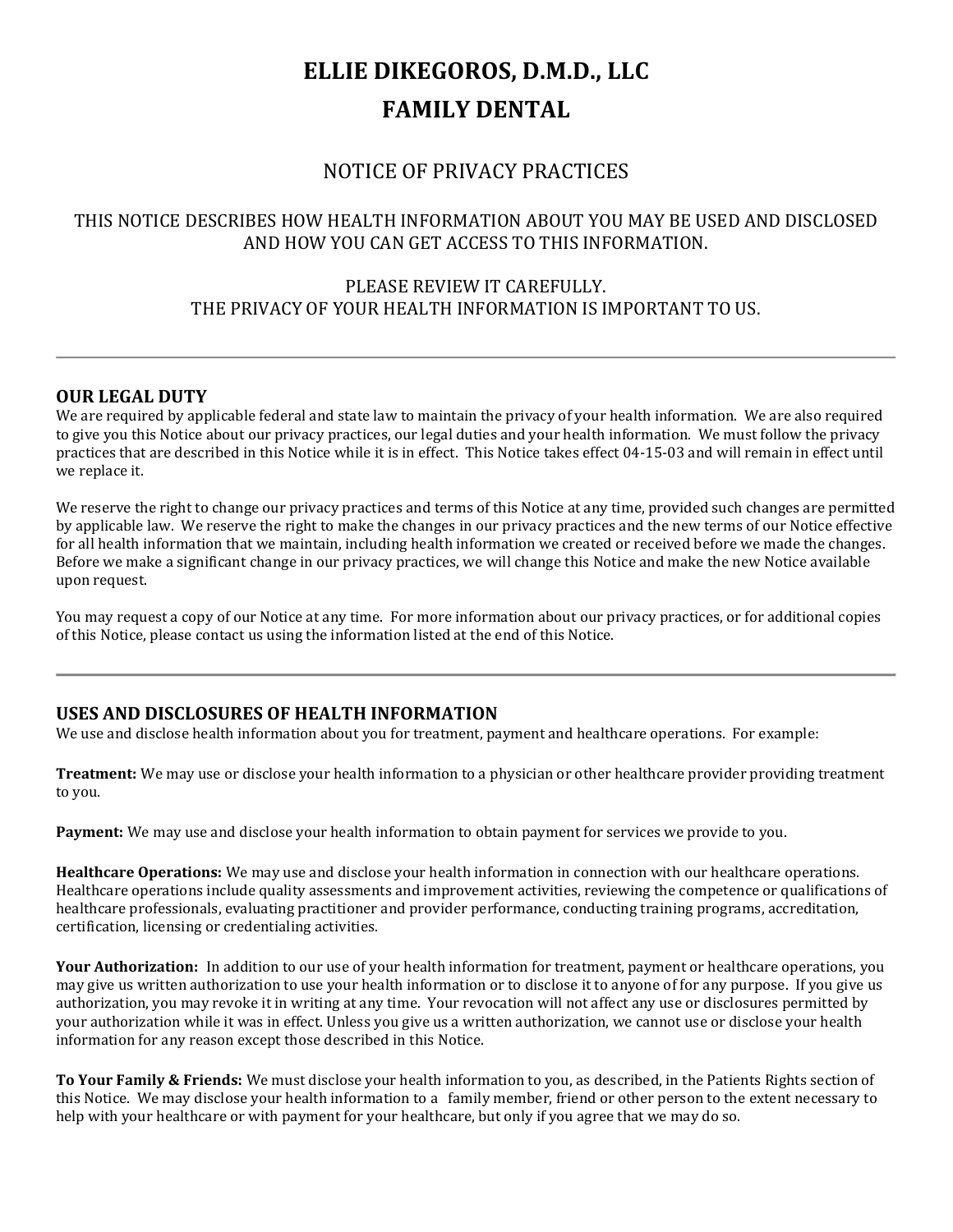# ELLIE DIKEGOROS, D.M.D., LLC

# FAMILY DENTAL

## NOTICE OF PRIVACY PRACTICES

THIS NOTICE DESCRIBES HOW HEALTH INFORMATION ABOUT YOU MAY BE USED AND DISCLOSED AND HOW YOU CAN GET ACCESS TO THIS INFORMATION.

PLEASE REVIEW IT CAREFULLY.
THE PRIVACY OF YOUR HEALTH INFORMATION IS IMPORTANT TO US.

---

### OUR LEGAL DUTY

We are required by applicable federal and state law to maintain the privacy of your health information. We are also required to give you this Notice about our privacy practices, our legal duties and your health information. We must follow the privacy practices that are described in this Notice while it is in effect. This Notice takes effect 04-15-03 and will remain in effect until we replace it.

We reserve the right to change our privacy practices and terms of this Notice at any time, provided such changes are permitted by applicable law. We reserve the right to make the changes in our privacy practices and the new terms of our Notice effective for all health information that we maintain, including health information we created or received before we made the changes. Before we make a significant change in our privacy practices, we will change this Notice and make the new Notice available upon request.

You may request a copy of our Notice at any time. For more information about our privacy practices, or for additional copies of this Notice, please contact us using the information listed at the end of this Notice.

---

### USES AND DISCLOSURES OF HEALTH INFORMATION

We use and disclose health information about you for treatment, payment and healthcare operations. For example:

**Treatment:** We may use or disclose your health information to a physician or other healthcare provider providing treatment to you.

**Payment:** We may use and disclose your health information to obtain payment for services we provide to you.

**Healthcare Operations:** We may use and disclose your health information in connection with our healthcare operations. Healthcare operations include quality assessments and improvement activities, reviewing the competence or qualifications of healthcare professionals, evaluating practitioner and provider performance, conducting training programs, accreditation, certification, licensing or credentialing activities.

**Your Authorization:** In addition to our use of your health information for treatment, payment or healthcare operations, you may give us written authorization to use your health information or to disclose it to anyone of for any purpose. If you give us authorization, you may revoke it in writing at any time. Your revocation will not affect any use or disclosures permitted by your authorization while it was in effect. Unless you give us a written authorization, we cannot use or disclose your health information for any reason except those described in this Notice.

**To Your Family & Friends:** We must disclose your health information to you, as described, in the Patients Rights section of this Notice. We may disclose your health information to a family member, friend or other person to the extent necessary to help with your healthcare or with payment for your healthcare, but only if you agree that we may do so.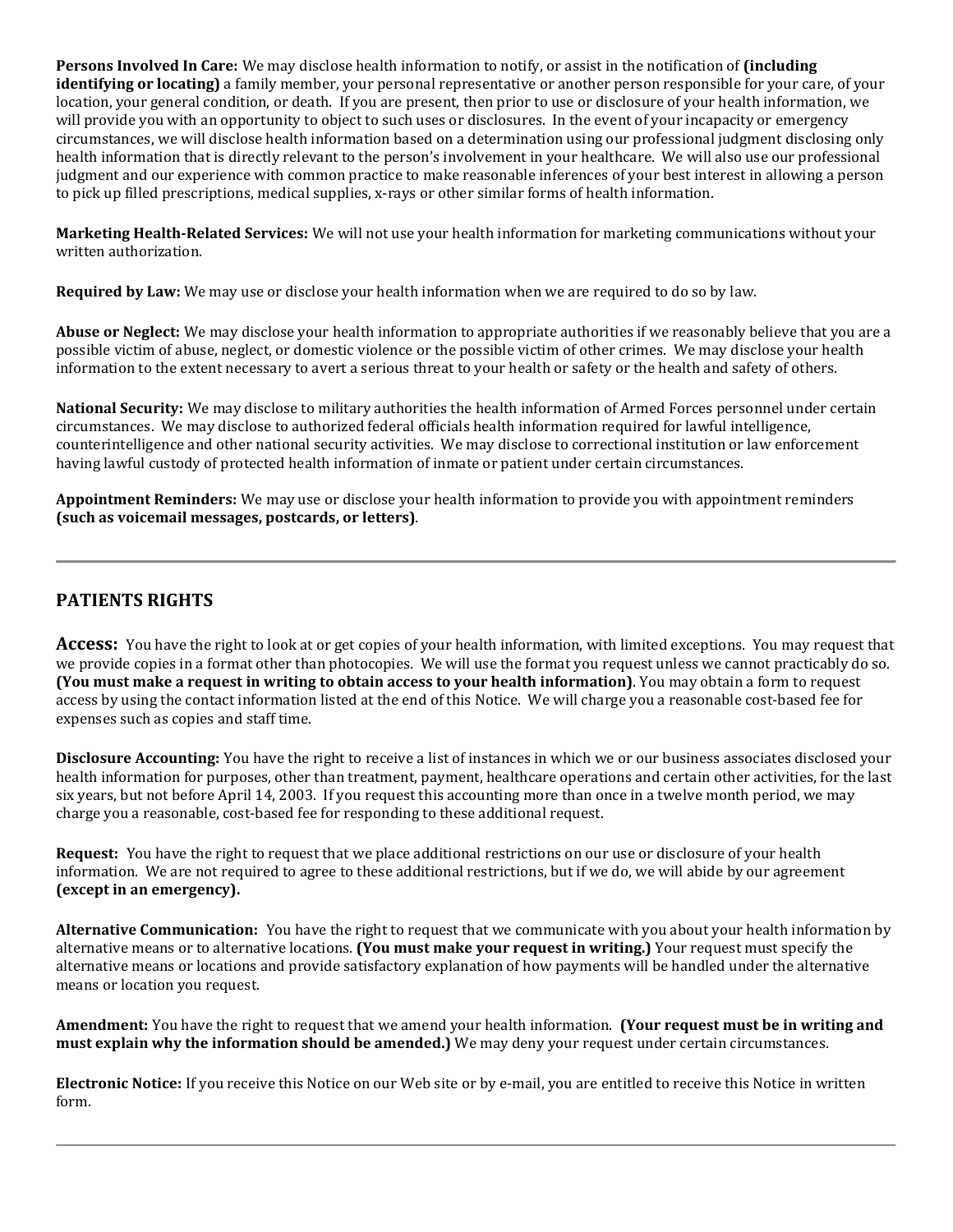**Persons Involved In Care:** We may disclose health information to notify, or assist in the notification of **(including identifying or locating)** a family member, your personal representative or another person responsible for your care, of your location, your general condition, or death. If you are present, then prior to use or disclosure of your health information, we will provide you with an opportunity to object to such uses or disclosures. In the event of your incapacity or emergency circumstances, we will disclose health information based on a determination using our professional judgment disclosing only health information that is directly relevant to the person's involvement in your healthcare. We will also use our professional judgment and our experience with common practice to make reasonable inferences of your best interest in allowing a person to pick up filled prescriptions, medical supplies, x-rays or other similar forms of health information.

**Marketing Health-Related Services:** We will not use your health information for marketing communications without your written authorization.

**Required by Law:** We may use or disclose your health information when we are required to do so by law.

**Abuse or Neglect:** We may disclose your health information to appropriate authorities if we reasonably believe that you are a possible victim of abuse, neglect, or domestic violence or the possible victim of other crimes. We may disclose your health information to the extent necessary to avert a serious threat to your health or safety or the health and safety of others.

**National Security:** We may disclose to military authorities the health information of Armed Forces personnel under certain circumstances. We may disclose to authorized federal officials health information required for lawful intelligence, counterintelligence and other national security activities. We may disclose to correctional institution or law enforcement having lawful custody of protected health information of inmate or patient under certain circumstances.

**Appointment Reminders:** We may use or disclose your health information to provide you with appointment reminders **(such as voicemail messages, postcards, or letters)**.

---

## PATIENTS RIGHTS

**Access:** You have the right to look at or get copies of your health information, with limited exceptions. You may request that we provide copies in a format other than photocopies. We will use the format you request unless we cannot practicably do so. **(You must make a request in writing to obtain access to your health information)**. You may obtain a form to request access by using the contact information listed at the end of this Notice. We will charge you a reasonable cost-based fee for expenses such as copies and staff time.

**Disclosure Accounting:** You have the right to receive a list of instances in which we or our business associates disclosed your health information for purposes, other than treatment, payment, healthcare operations and certain other activities, for the last six years, but not before April 14, 2003. If you request this accounting more than once in a twelve month period, we may charge you a reasonable, cost-based fee for responding to these additional request.

**Request:** You have the right to request that we place additional restrictions on our use or disclosure of your health information. We are not required to agree to these additional restrictions, but if we do, we will abide by our agreement **(except in an emergency).**

**Alternative Communication:** You have the right to request that we communicate with you about your health information by alternative means or to alternative locations. **(You must make your request in writing.)** Your request must specify the alternative means or locations and provide satisfactory explanation of how payments will be handled under the alternative means or location you request.

**Amendment:** You have the right to request that we amend your health information. **(Your request must be in writing and must explain why the information should be amended.)** We may deny your request under certain circumstances.

**Electronic Notice:** If you receive this Notice on our Web site or by e-mail, you are entitled to receive this Notice in written form.

---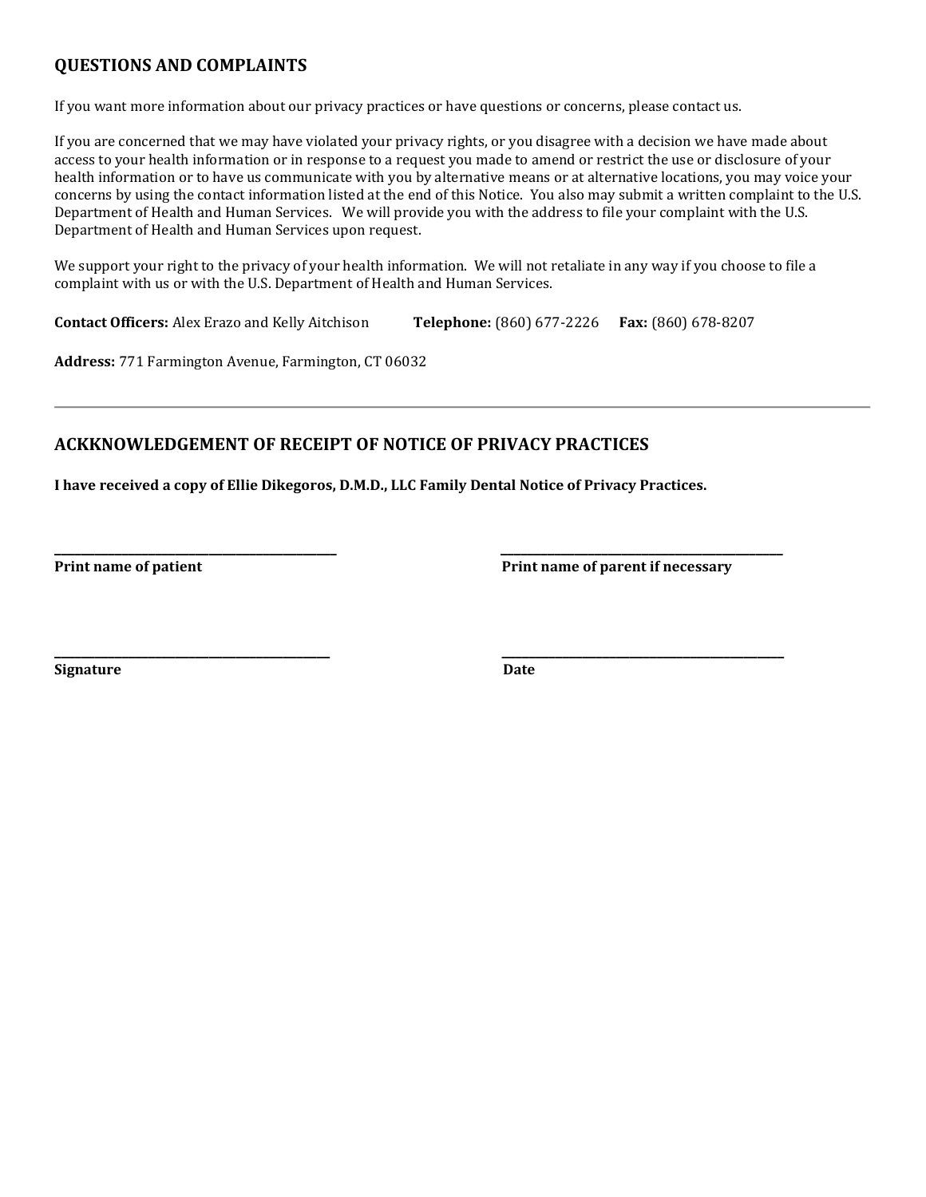## QUESTIONS AND COMPLAINTS

If you want more information about our privacy practices or have questions or concerns, please contact us.

If you are concerned that we may have violated your privacy rights, or you disagree with a decision we have made about access to your health information or in response to a request you made to amend or restrict the use or disclosure of your health information or to have us communicate with you by alternative means or at alternative locations, you may voice your concerns by using the contact information listed at the end of this Notice. You also may submit a written complaint to the U.S. Department of Health and Human Services. We will provide you with the address to file your complaint with the U.S. Department of Health and Human Services upon request.

We support your right to the privacy of your health information. We will not retaliate in any way if you choose to file a complaint with us or with the U.S. Department of Health and Human Services.

**Contact Officers:** Alex Erazo and Kelly Aitchison **Telephone:** (860) 677-2226 **Fax:** (860) 678-8207

**Address:** 771 Farmington Avenue, Farmington, CT 06032

---

## ACKKNOWLEDGEMENT OF RECEIPT OF NOTICE OF PRIVACY PRACTICES

**I have received a copy of Ellie Dikegoros, D.M.D., LLC Family Dental Notice of Privacy Practices.**

______________________________ ______________________________

**Print name of patient** **Print name of parent if necessary**

______________________________ ______________________________

**Signature** **Date**